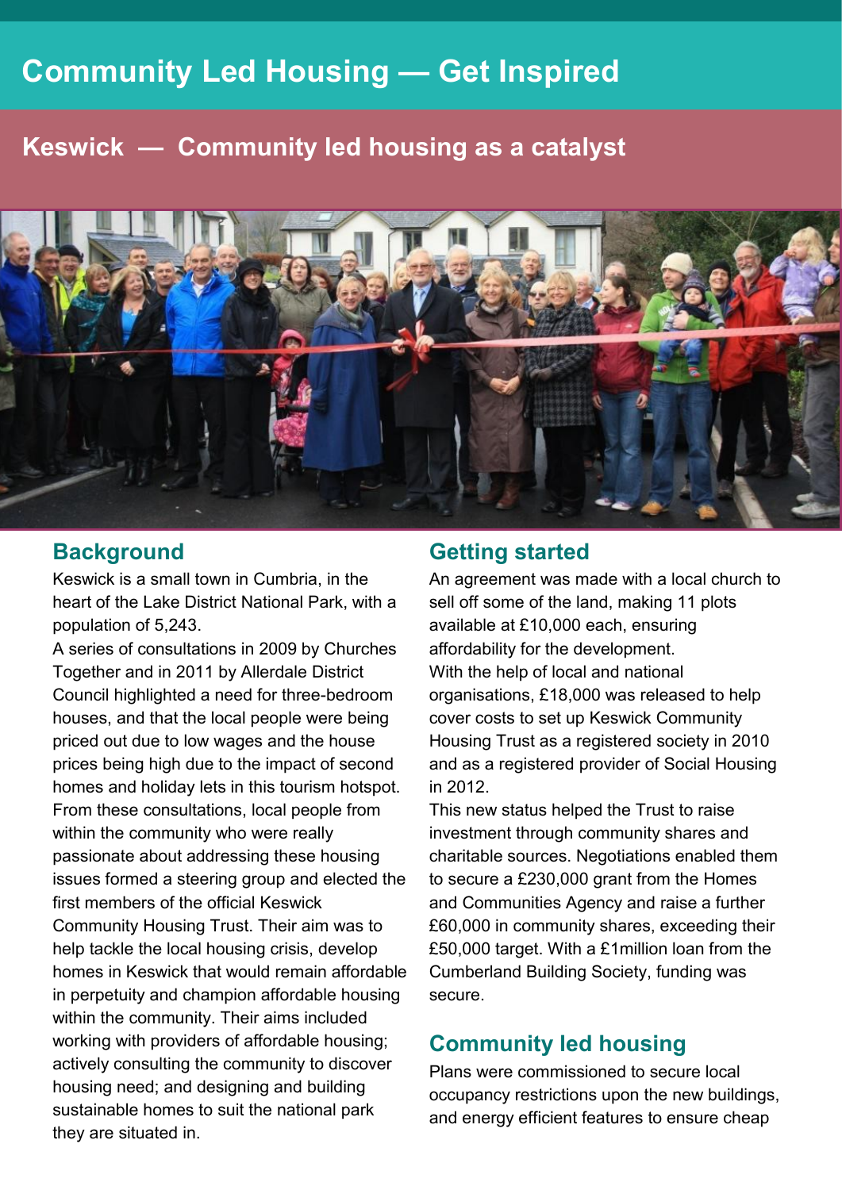# Community Led Housing — Get Inspired

## Keswick — Community led housing as a catalyst

### Background

Keswick is a small town in Cumbria, in the heart of the Lake District National Park, with a population of 5,243.

A series of consultations in 2009 by Churches Together and in 2011 by Allerdale District Council highlighted a need for three-bedroom houses, and that the local people were being priced out due to low wages and the house prices being high due to the impact of second homes and holiday lets in this tourism hotspot. From these consultations, local people from within the community who were really passionate about addressing these housing issues formed a steering group and elected the first members of the official Keswick Community Housing Trust. Their aim was to help tackle the local housing crisis, develop homes in Keswick that would remain affordable in perpetuity and champion affordable housing within the community. Their aims included working with providers of affordable housing; actively consulting the community to discover housing need; and designing and building sustainable homes to suit the national park they are situated in.

### Getting started

An agreement was made with a local church to sell off some of the land, making 11 plots available at £10,000 each, ensuring affordability for the development.

With the help of local and national organisations, £18,000 was released to help cover costs to set up Keswick Community Housing Trust as a registered society in 2010 and as a registered provider of Social Housing in 2012.

This new status helped the Trust to raise investment through community shares and charitable sources. Negotiations enabled them to secure a £230,000 grant from the Homes and Communities Agency and raise a further £60,000 in community shares, exceeding their £50,000 target. With a £1million loan from the Cumberland Building Society, funding was secure.

### Community led housing

Plans were commissioned to secure local occupancy restrictions upon the new buildings, and energy efficient features to ensure cheap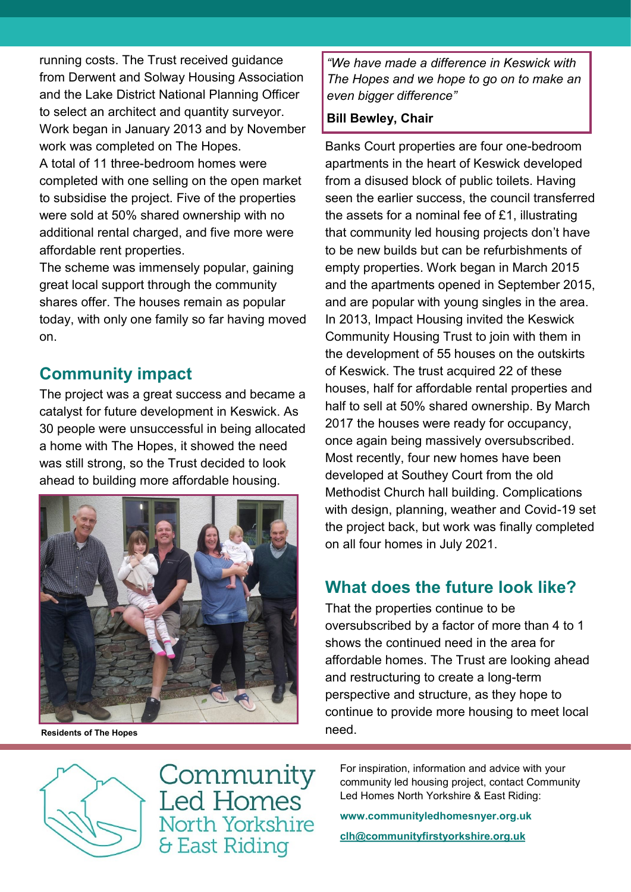running costs. The Trust received guidance from Derwent and Solway Housing Association and the Lake District National Planning Officer to select an architect and quantity surveyor. Work began in January 2013 and by November work was completed on The Hopes.

A total of 11 three-bedroom homes were completed with one selling on the open market to subsidise the project. Five of the properties were sold at 50% shared ownership with no additional rental charged, and five more were affordable rent properties.

The scheme was immensely popular, gaining great local support through the community shares offer. The houses remain as popular today, with only one family so far having moved on.

## Community impact

The project was a great success and became a catalyst for future development in Keswick. As 30 people were unsuccessful in being allocated a home with The Hopes, it showed the need was still strong, so the Trust decided to look ahead to building more affordable housing.

**Residents of The Hopes**

> *"We have made a difference in Keswick with The Hopes and we hope to go on to make an even bigger difference"*
>
> **Bill Bewley, Chair**

Banks Court properties are four one-bedroom apartments in the heart of Keswick developed from a disused block of public toilets. Having seen the earlier success, the council transferred the assets for a nominal fee of £1, illustrating that community led housing projects don't have to be new builds but can be refurbishments of empty properties. Work began in March 2015 and the apartments opened in September 2015, and are popular with young singles in the area.

In 2013, Impact Housing invited the Keswick Community Housing Trust to join with them in the development of 55 houses on the outskirts of Keswick. The trust acquired 22 of these houses, half for affordable rental properties and half to sell at 50% shared ownership. By March 2017 the houses were ready for occupancy, once again being massively oversubscribed.

Most recently, four new homes have been developed at Southey Court from the old Methodist Church hall building. Complications with design, planning, weather and Covid-19 set the project back, but work was finally completed on all four homes in July 2021.

## What does the future look like?

That the properties continue to be oversubscribed by a factor of more than 4 to 1 shows the continued need in the area for affordable homes. The Trust are looking ahead and restructuring to create a long-term perspective and structure, as they hope to continue to provide more housing to meet local need.

Community Led Homes North Yorkshire & East Riding

For inspiration, information and advice with your community led housing project, contact Community Led Homes North Yorkshire & East Riding:

**www.communityledhomesnyer.org.uk**

**clh@communityfirstyorkshire.org.uk**